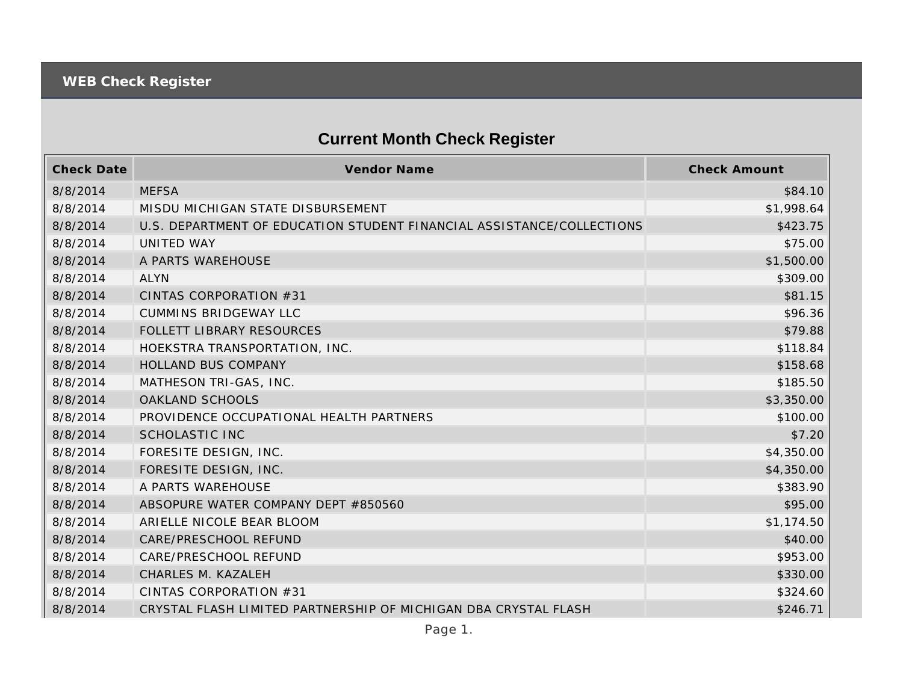WEB Check Register

## Current Month Check Register

| Check Date | Vendor Name | Check Amount |
|---|---|---|
| 8/8/2014 | MEFSA | $84.10 |
| 8/8/2014 | MISDU MICHIGAN STATE DISBURSEMENT | $1,998.64 |
| 8/8/2014 | U.S. DEPARTMENT OF EDUCATION STUDENT FINANCIAL ASSISTANCE/COLLECTIONS | $423.75 |
| 8/8/2014 | UNITED WAY | $75.00 |
| 8/8/2014 | A PARTS WAREHOUSE | $1,500.00 |
| 8/8/2014 | ALYN | $309.00 |
| 8/8/2014 | CINTAS CORPORATION #31 | $81.15 |
| 8/8/2014 | CUMMINS BRIDGEWAY LLC | $96.36 |
| 8/8/2014 | FOLLETT LIBRARY RESOURCES | $79.88 |
| 8/8/2014 | HOEKSTRA TRANSPORTATION, INC. | $118.84 |
| 8/8/2014 | HOLLAND BUS COMPANY | $158.68 |
| 8/8/2014 | MATHESON TRI-GAS, INC. | $185.50 |
| 8/8/2014 | OAKLAND SCHOOLS | $3,350.00 |
| 8/8/2014 | PROVIDENCE OCCUPATIONAL HEALTH PARTNERS | $100.00 |
| 8/8/2014 | SCHOLASTIC INC | $7.20 |
| 8/8/2014 | FORESITE DESIGN, INC. | $4,350.00 |
| 8/8/2014 | FORESITE DESIGN, INC. | $4,350.00 |
| 8/8/2014 | A PARTS WAREHOUSE | $383.90 |
| 8/8/2014 | ABSOPURE WATER COMPANY DEPT #850560 | $95.00 |
| 8/8/2014 | ARIELLE NICOLE BEAR BLOOM | $1,174.50 |
| 8/8/2014 | CARE/PRESCHOOL REFUND | $40.00 |
| 8/8/2014 | CARE/PRESCHOOL REFUND | $953.00 |
| 8/8/2014 | CHARLES M. KAZALEH | $330.00 |
| 8/8/2014 | CINTAS CORPORATION #31 | $324.60 |
| 8/8/2014 | CRYSTAL FLASH LIMITED PARTNERSHIP OF MICHIGAN DBA CRYSTAL FLASH | $246.71 |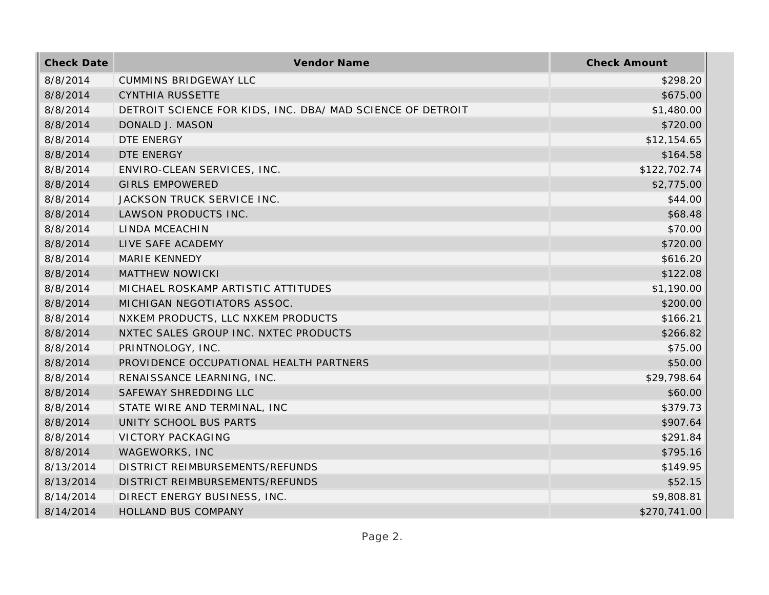| Check Date | Vendor Name | Check Amount |
| --- | --- | --- |
| 8/8/2014 | CUMMINS BRIDGEWAY LLC | $298.20 |
| 8/8/2014 | CYNTHIA RUSSETTE | $675.00 |
| 8/8/2014 | DETROIT SCIENCE FOR KIDS, INC. DBA/ MAD SCIENCE OF DETROIT | $1,480.00 |
| 8/8/2014 | DONALD J. MASON | $720.00 |
| 8/8/2014 | DTE ENERGY | $12,154.65 |
| 8/8/2014 | DTE ENERGY | $164.58 |
| 8/8/2014 | ENVIRO-CLEAN SERVICES, INC. | $122,702.74 |
| 8/8/2014 | GIRLS EMPOWERED | $2,775.00 |
| 8/8/2014 | JACKSON TRUCK SERVICE INC. | $44.00 |
| 8/8/2014 | LAWSON PRODUCTS INC. | $68.48 |
| 8/8/2014 | LINDA MCEACHIN | $70.00 |
| 8/8/2014 | LIVE SAFE ACADEMY | $720.00 |
| 8/8/2014 | MARIE KENNEDY | $616.20 |
| 8/8/2014 | MATTHEW NOWICKI | $122.08 |
| 8/8/2014 | MICHAEL ROSKAMP ARTISTIC ATTITUDES | $1,190.00 |
| 8/8/2014 | MICHIGAN NEGOTIATORS ASSOC. | $200.00 |
| 8/8/2014 | NXKEM PRODUCTS, LLC NXKEM PRODUCTS | $166.21 |
| 8/8/2014 | NXTEC SALES GROUP INC. NXTEC PRODUCTS | $266.82 |
| 8/8/2014 | PRINTNOLOGY, INC. | $75.00 |
| 8/8/2014 | PROVIDENCE OCCUPATIONAL HEALTH PARTNERS | $50.00 |
| 8/8/2014 | RENAISSANCE LEARNING, INC. | $29,798.64 |
| 8/8/2014 | SAFEWAY SHREDDING LLC | $60.00 |
| 8/8/2014 | STATE WIRE AND TERMINAL, INC | $379.73 |
| 8/8/2014 | UNITY SCHOOL BUS PARTS | $907.64 |
| 8/8/2014 | VICTORY PACKAGING | $291.84 |
| 8/8/2014 | WAGEWORKS, INC | $795.16 |
| 8/13/2014 | DISTRICT REIMBURSEMENTS/REFUNDS | $149.95 |
| 8/13/2014 | DISTRICT REIMBURSEMENTS/REFUNDS | $52.15 |
| 8/14/2014 | DIRECT ENERGY BUSINESS, INC. | $9,808.81 |
| 8/14/2014 | HOLLAND BUS COMPANY | $270,741.00 |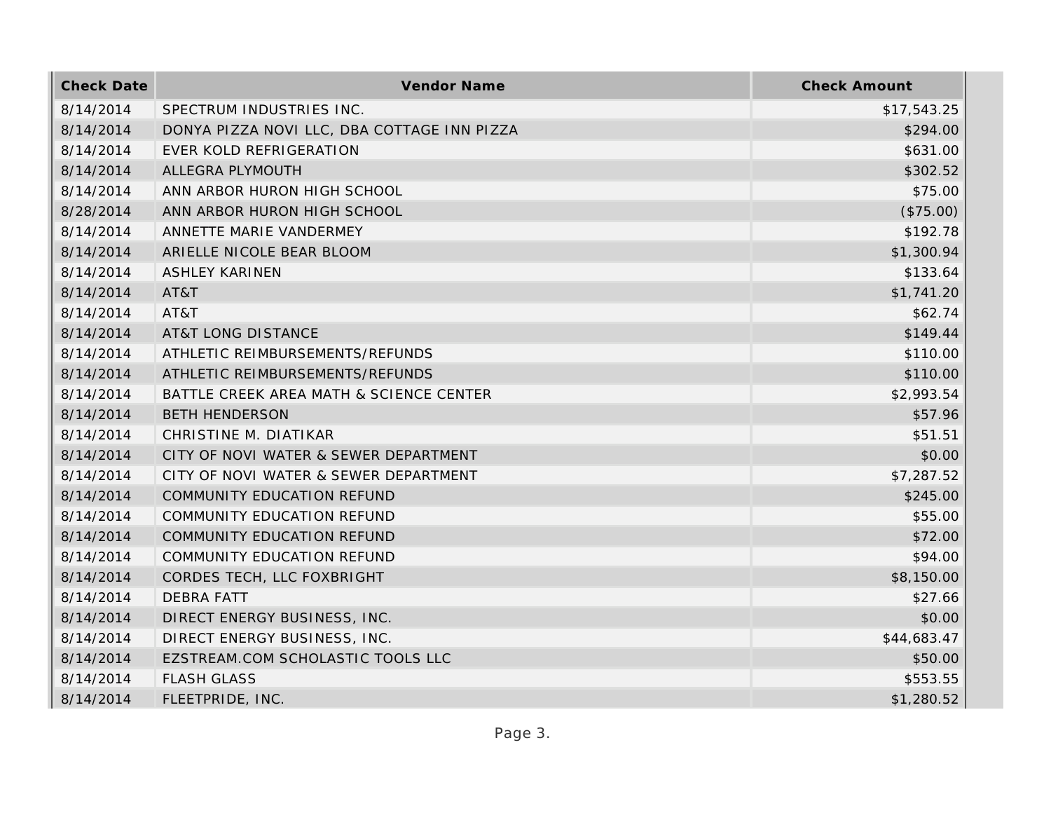| Check Date | Vendor Name | Check Amount |
| --- | --- | --- |
| 8/14/2014 | SPECTRUM INDUSTRIES INC. | $17,543.25 |
| 8/14/2014 | DONYA PIZZA NOVI LLC, DBA COTTAGE INN PIZZA | $294.00 |
| 8/14/2014 | EVER KOLD REFRIGERATION | $631.00 |
| 8/14/2014 | ALLEGRA PLYMOUTH | $302.52 |
| 8/14/2014 | ANN ARBOR HURON HIGH SCHOOL | $75.00 |
| 8/28/2014 | ANN ARBOR HURON HIGH SCHOOL | ($75.00) |
| 8/14/2014 | ANNETTE MARIE VANDERMEY | $192.78 |
| 8/14/2014 | ARIELLE NICOLE BEAR BLOOM | $1,300.94 |
| 8/14/2014 | ASHLEY KARINEN | $133.64 |
| 8/14/2014 | AT&T | $1,741.20 |
| 8/14/2014 | AT&T | $62.74 |
| 8/14/2014 | AT&T LONG DISTANCE | $149.44 |
| 8/14/2014 | ATHLETIC REIMBURSEMENTS/REFUNDS | $110.00 |
| 8/14/2014 | ATHLETIC REIMBURSEMENTS/REFUNDS | $110.00 |
| 8/14/2014 | BATTLE CREEK AREA MATH & SCIENCE CENTER | $2,993.54 |
| 8/14/2014 | BETH HENDERSON | $57.96 |
| 8/14/2014 | CHRISTINE M. DIATIKAR | $51.51 |
| 8/14/2014 | CITY OF NOVI WATER & SEWER DEPARTMENT | $0.00 |
| 8/14/2014 | CITY OF NOVI WATER & SEWER DEPARTMENT | $7,287.52 |
| 8/14/2014 | COMMUNITY EDUCATION REFUND | $245.00 |
| 8/14/2014 | COMMUNITY EDUCATION REFUND | $55.00 |
| 8/14/2014 | COMMUNITY EDUCATION REFUND | $72.00 |
| 8/14/2014 | COMMUNITY EDUCATION REFUND | $94.00 |
| 8/14/2014 | CORDES TECH, LLC FOXBRIGHT | $8,150.00 |
| 8/14/2014 | DEBRA FATT | $27.66 |
| 8/14/2014 | DIRECT ENERGY BUSINESS, INC. | $0.00 |
| 8/14/2014 | DIRECT ENERGY BUSINESS, INC. | $44,683.47 |
| 8/14/2014 | EZSTREAM.COM SCHOLASTIC TOOLS LLC | $50.00 |
| 8/14/2014 | FLASH GLASS | $553.55 |
| 8/14/2014 | FLEETPRIDE, INC. | $1,280.52 |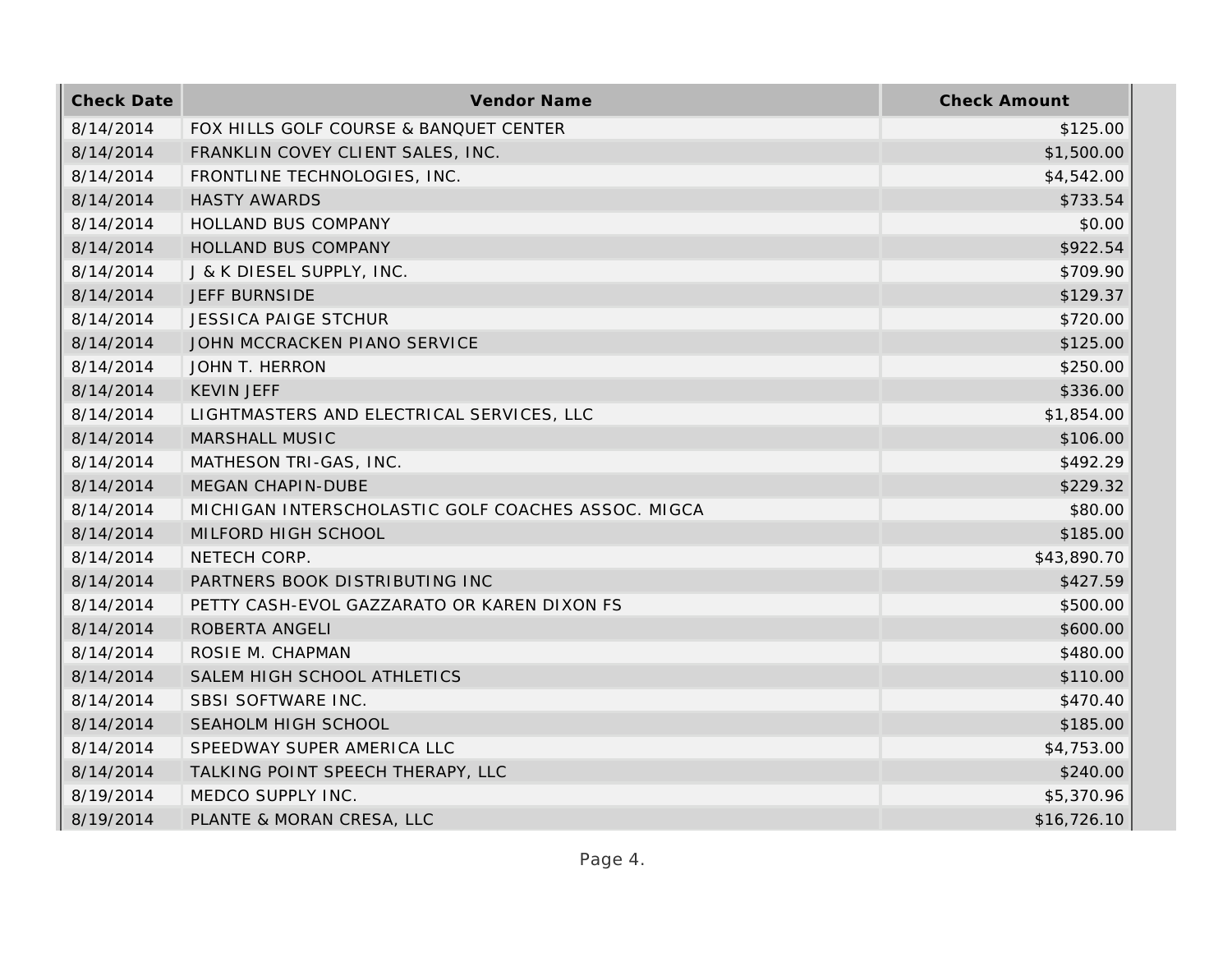| Check Date | Vendor Name | Check Amount |
|---|---|---|
| 8/14/2014 | FOX HILLS GOLF COURSE & BANQUET CENTER | $125.00 |
| 8/14/2014 | FRANKLIN COVEY CLIENT SALES, INC. | $1,500.00 |
| 8/14/2014 | FRONTLINE TECHNOLOGIES, INC. | $4,542.00 |
| 8/14/2014 | HASTY AWARDS | $733.54 |
| 8/14/2014 | HOLLAND BUS COMPANY | $0.00 |
| 8/14/2014 | HOLLAND BUS COMPANY | $922.54 |
| 8/14/2014 | J & K DIESEL SUPPLY, INC. | $709.90 |
| 8/14/2014 | JEFF BURNSIDE | $129.37 |
| 8/14/2014 | JESSICA PAIGE STCHUR | $720.00 |
| 8/14/2014 | JOHN MCCRACKEN PIANO SERVICE | $125.00 |
| 8/14/2014 | JOHN T. HERRON | $250.00 |
| 8/14/2014 | KEVIN JEFF | $336.00 |
| 8/14/2014 | LIGHTMASTERS AND ELECTRICAL SERVICES, LLC | $1,854.00 |
| 8/14/2014 | MARSHALL MUSIC | $106.00 |
| 8/14/2014 | MATHESON TRI-GAS, INC. | $492.29 |
| 8/14/2014 | MEGAN CHAPIN-DUBE | $229.32 |
| 8/14/2014 | MICHIGAN INTERSCHOLASTIC GOLF COACHES ASSOC. MIGCA | $80.00 |
| 8/14/2014 | MILFORD HIGH SCHOOL | $185.00 |
| 8/14/2014 | NETECH CORP. | $43,890.70 |
| 8/14/2014 | PARTNERS BOOK DISTRIBUTING INC | $427.59 |
| 8/14/2014 | PETTY CASH-EVOL GAZZARATO OR KAREN DIXON FS | $500.00 |
| 8/14/2014 | ROBERTA ANGELI | $600.00 |
| 8/14/2014 | ROSIE M. CHAPMAN | $480.00 |
| 8/14/2014 | SALEM HIGH SCHOOL ATHLETICS | $110.00 |
| 8/14/2014 | SBSI SOFTWARE INC. | $470.40 |
| 8/14/2014 | SEAHOLM HIGH SCHOOL | $185.00 |
| 8/14/2014 | SPEEDWAY SUPER AMERICA LLC | $4,753.00 |
| 8/14/2014 | TALKING POINT SPEECH THERAPY, LLC | $240.00 |
| 8/19/2014 | MEDCO SUPPLY INC. | $5,370.96 |
| 8/19/2014 | PLANTE & MORAN CRESA, LLC | $16,726.10 |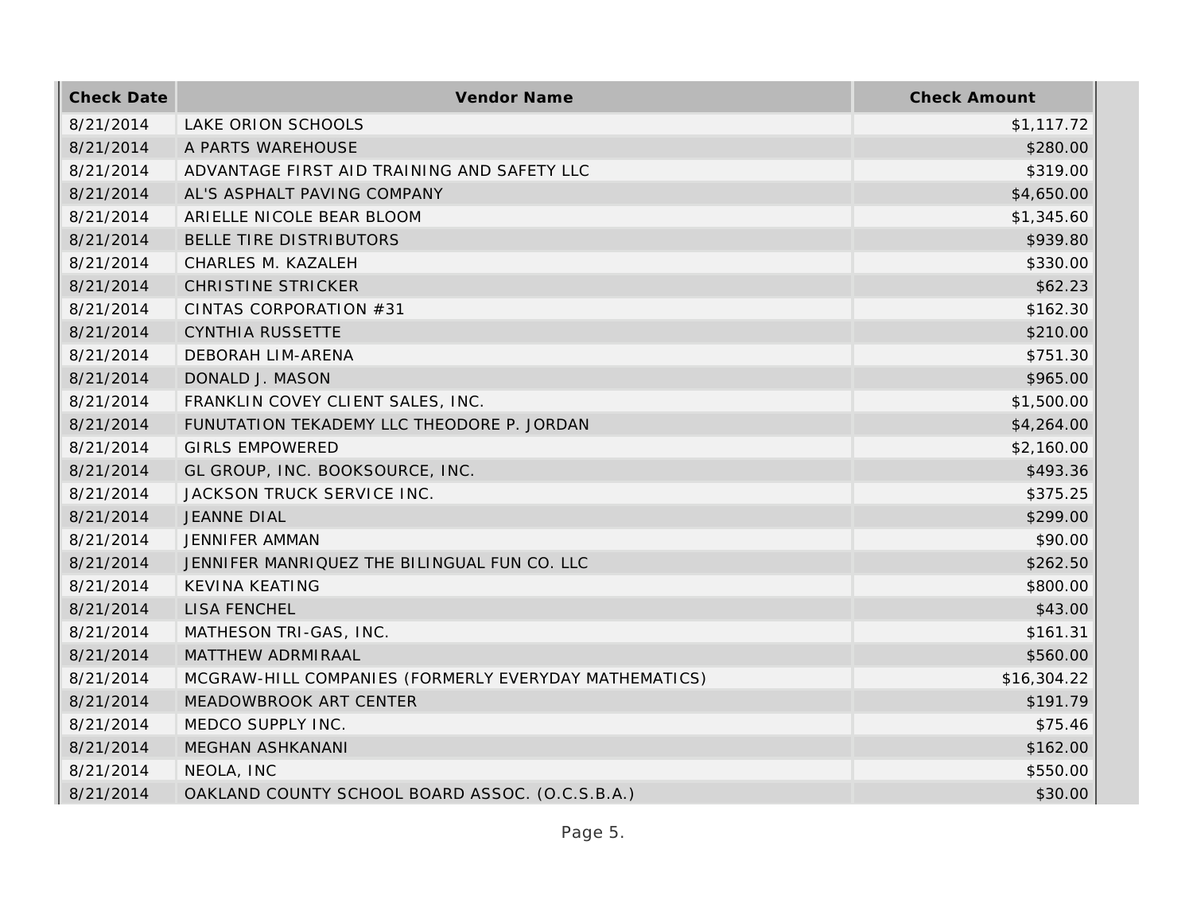| Check Date | Vendor Name | Check Amount |
| --- | --- | --- |
| 8/21/2014 | LAKE ORION SCHOOLS | $1,117.72 |
| 8/21/2014 | A PARTS WAREHOUSE | $280.00 |
| 8/21/2014 | ADVANTAGE FIRST AID TRAINING AND SAFETY LLC | $319.00 |
| 8/21/2014 | AL'S ASPHALT PAVING COMPANY | $4,650.00 |
| 8/21/2014 | ARIELLE NICOLE BEAR BLOOM | $1,345.60 |
| 8/21/2014 | BELLE TIRE DISTRIBUTORS | $939.80 |
| 8/21/2014 | CHARLES M. KAZALEH | $330.00 |
| 8/21/2014 | CHRISTINE STRICKER | $62.23 |
| 8/21/2014 | CINTAS CORPORATION #31 | $162.30 |
| 8/21/2014 | CYNTHIA RUSSETTE | $210.00 |
| 8/21/2014 | DEBORAH LIM-ARENA | $751.30 |
| 8/21/2014 | DONALD J. MASON | $965.00 |
| 8/21/2014 | FRANKLIN COVEY CLIENT SALES, INC. | $1,500.00 |
| 8/21/2014 | FUNUTATION TEKADEMY LLC THEODORE P. JORDAN | $4,264.00 |
| 8/21/2014 | GIRLS EMPOWERED | $2,160.00 |
| 8/21/2014 | GL GROUP, INC. BOOKSOURCE, INC. | $493.36 |
| 8/21/2014 | JACKSON TRUCK SERVICE INC. | $375.25 |
| 8/21/2014 | JEANNE DIAL | $299.00 |
| 8/21/2014 | JENNIFER AMMAN | $90.00 |
| 8/21/2014 | JENNIFER MANRIQUEZ THE BILINGUAL FUN CO. LLC | $262.50 |
| 8/21/2014 | KEVINA KEATING | $800.00 |
| 8/21/2014 | LISA FENCHEL | $43.00 |
| 8/21/2014 | MATHESON TRI-GAS, INC. | $161.31 |
| 8/21/2014 | MATTHEW ADRMIRAAL | $560.00 |
| 8/21/2014 | MCGRAW-HILL COMPANIES (FORMERLY EVERYDAY MATHEMATICS) | $16,304.22 |
| 8/21/2014 | MEADOWBROOK ART CENTER | $191.79 |
| 8/21/2014 | MEDCO SUPPLY INC. | $75.46 |
| 8/21/2014 | MEGHAN ASHKANANI | $162.00 |
| 8/21/2014 | NEOLA, INC | $550.00 |
| 8/21/2014 | OAKLAND COUNTY SCHOOL BOARD ASSOC. (O.C.S.B.A.) | $30.00 |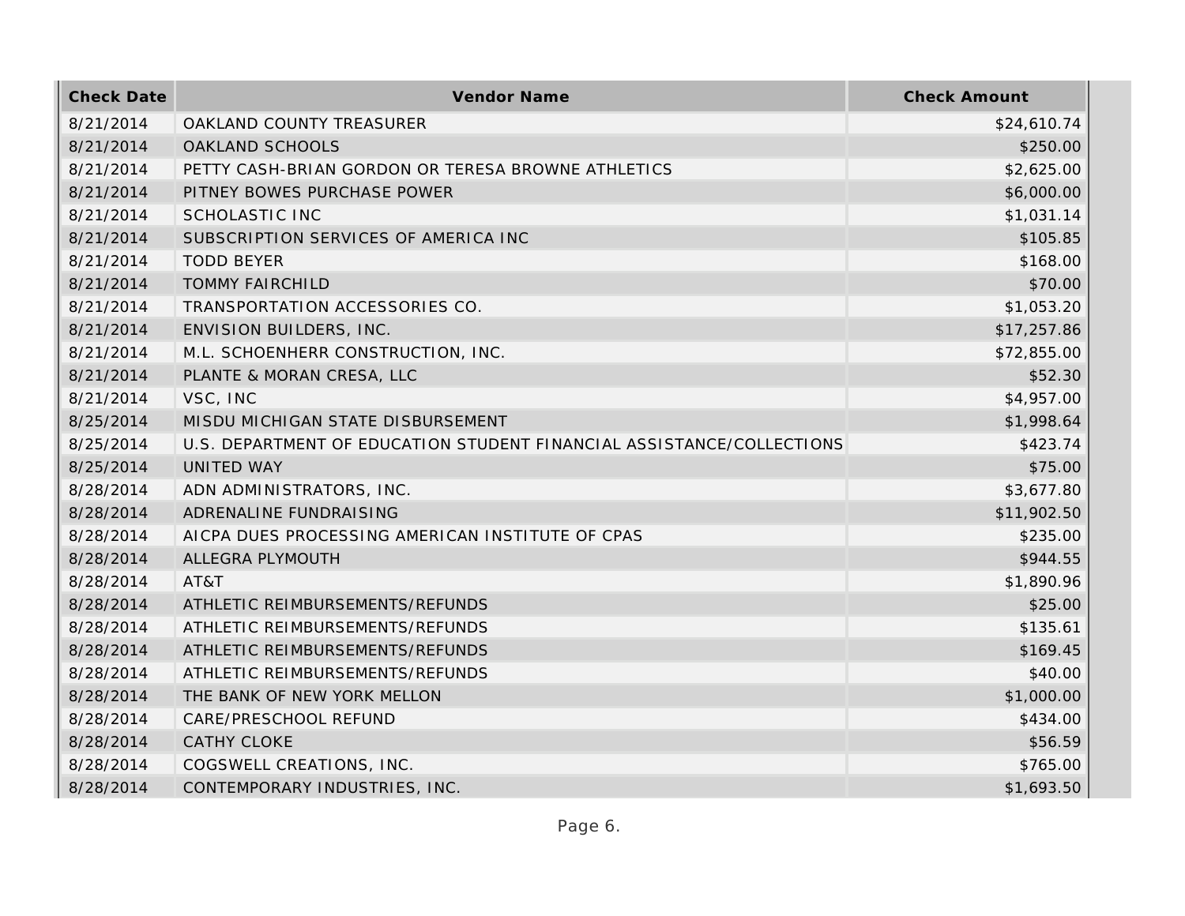| Check Date | Vendor Name | Check Amount |
| --- | --- | --- |
| 8/21/2014 | OAKLAND COUNTY TREASURER | $24,610.74 |
| 8/21/2014 | OAKLAND SCHOOLS | $250.00 |
| 8/21/2014 | PETTY CASH-BRIAN GORDON OR TERESA BROWNE ATHLETICS | $2,625.00 |
| 8/21/2014 | PITNEY BOWES PURCHASE POWER | $6,000.00 |
| 8/21/2014 | SCHOLASTIC INC | $1,031.14 |
| 8/21/2014 | SUBSCRIPTION SERVICES OF AMERICA INC | $105.85 |
| 8/21/2014 | TODD BEYER | $168.00 |
| 8/21/2014 | TOMMY FAIRCHILD | $70.00 |
| 8/21/2014 | TRANSPORTATION ACCESSORIES CO. | $1,053.20 |
| 8/21/2014 | ENVISION BUILDERS, INC. | $17,257.86 |
| 8/21/2014 | M.L. SCHOENHERR CONSTRUCTION, INC. | $72,855.00 |
| 8/21/2014 | PLANTE & MORAN CRESA, LLC | $52.30 |
| 8/21/2014 | VSC, INC | $4,957.00 |
| 8/25/2014 | MISDU MICHIGAN STATE DISBURSEMENT | $1,998.64 |
| 8/25/2014 | U.S. DEPARTMENT OF EDUCATION STUDENT FINANCIAL ASSISTANCE/COLLECTIONS | $423.74 |
| 8/25/2014 | UNITED WAY | $75.00 |
| 8/28/2014 | ADN ADMINISTRATORS, INC. | $3,677.80 |
| 8/28/2014 | ADRENALINE FUNDRAISING | $11,902.50 |
| 8/28/2014 | AICPA DUES PROCESSING AMERICAN INSTITUTE OF CPAS | $235.00 |
| 8/28/2014 | ALLEGRA PLYMOUTH | $944.55 |
| 8/28/2014 | AT&T | $1,890.96 |
| 8/28/2014 | ATHLETIC REIMBURSEMENTS/REFUNDS | $25.00 |
| 8/28/2014 | ATHLETIC REIMBURSEMENTS/REFUNDS | $135.61 |
| 8/28/2014 | ATHLETIC REIMBURSEMENTS/REFUNDS | $169.45 |
| 8/28/2014 | ATHLETIC REIMBURSEMENTS/REFUNDS | $40.00 |
| 8/28/2014 | THE BANK OF NEW YORK MELLON | $1,000.00 |
| 8/28/2014 | CARE/PRESCHOOL REFUND | $434.00 |
| 8/28/2014 | CATHY CLOKE | $56.59 |
| 8/28/2014 | COGSWELL CREATIONS, INC. | $765.00 |
| 8/28/2014 | CONTEMPORARY INDUSTRIES, INC. | $1,693.50 |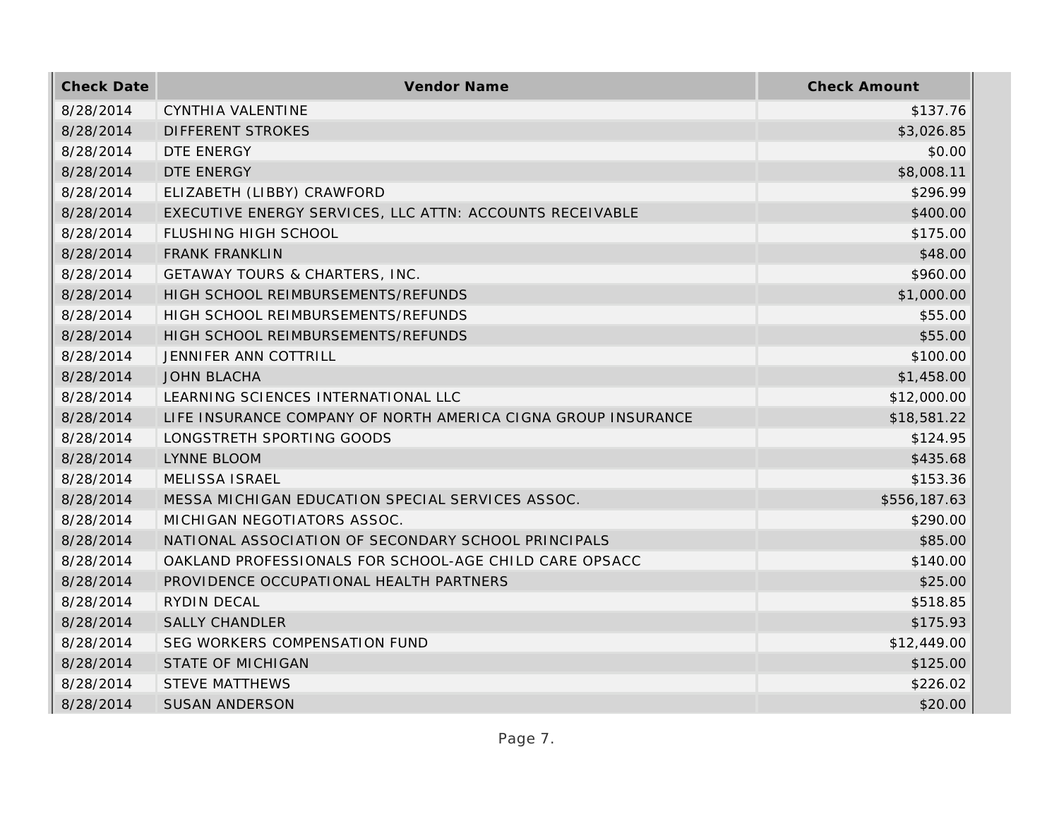| Check Date | Vendor Name | Check Amount |
| --- | --- | --- |
| 8/28/2014 | CYNTHIA VALENTINE | $137.76 |
| 8/28/2014 | DIFFERENT STROKES | $3,026.85 |
| 8/28/2014 | DTE ENERGY | $0.00 |
| 8/28/2014 | DTE ENERGY | $8,008.11 |
| 8/28/2014 | ELIZABETH (LIBBY) CRAWFORD | $296.99 |
| 8/28/2014 | EXECUTIVE ENERGY SERVICES, LLC ATTN: ACCOUNTS RECEIVABLE | $400.00 |
| 8/28/2014 | FLUSHING HIGH SCHOOL | $175.00 |
| 8/28/2014 | FRANK FRANKLIN | $48.00 |
| 8/28/2014 | GETAWAY TOURS & CHARTERS, INC. | $960.00 |
| 8/28/2014 | HIGH SCHOOL REIMBURSEMENTS/REFUNDS | $1,000.00 |
| 8/28/2014 | HIGH SCHOOL REIMBURSEMENTS/REFUNDS | $55.00 |
| 8/28/2014 | HIGH SCHOOL REIMBURSEMENTS/REFUNDS | $55.00 |
| 8/28/2014 | JENNIFER ANN COTTRILL | $100.00 |
| 8/28/2014 | JOHN BLACHA | $1,458.00 |
| 8/28/2014 | LEARNING SCIENCES INTERNATIONAL LLC | $12,000.00 |
| 8/28/2014 | LIFE INSURANCE COMPANY OF NORTH AMERICA CIGNA GROUP INSURANCE | $18,581.22 |
| 8/28/2014 | LONGSTRETH SPORTING GOODS | $124.95 |
| 8/28/2014 | LYNNE BLOOM | $435.68 |
| 8/28/2014 | MELISSA ISRAEL | $153.36 |
| 8/28/2014 | MESSA MICHIGAN EDUCATION SPECIAL SERVICES ASSOC. | $556,187.63 |
| 8/28/2014 | MICHIGAN NEGOTIATORS ASSOC. | $290.00 |
| 8/28/2014 | NATIONAL ASSOCIATION OF SECONDARY SCHOOL PRINCIPALS | $85.00 |
| 8/28/2014 | OAKLAND PROFESSIONALS FOR SCHOOL-AGE CHILD CARE OPSACC | $140.00 |
| 8/28/2014 | PROVIDENCE OCCUPATIONAL HEALTH PARTNERS | $25.00 |
| 8/28/2014 | RYDIN DECAL | $518.85 |
| 8/28/2014 | SALLY CHANDLER | $175.93 |
| 8/28/2014 | SEG WORKERS COMPENSATION FUND | $12,449.00 |
| 8/28/2014 | STATE OF MICHIGAN | $125.00 |
| 8/28/2014 | STEVE MATTHEWS | $226.02 |
| 8/28/2014 | SUSAN ANDERSON | $20.00 |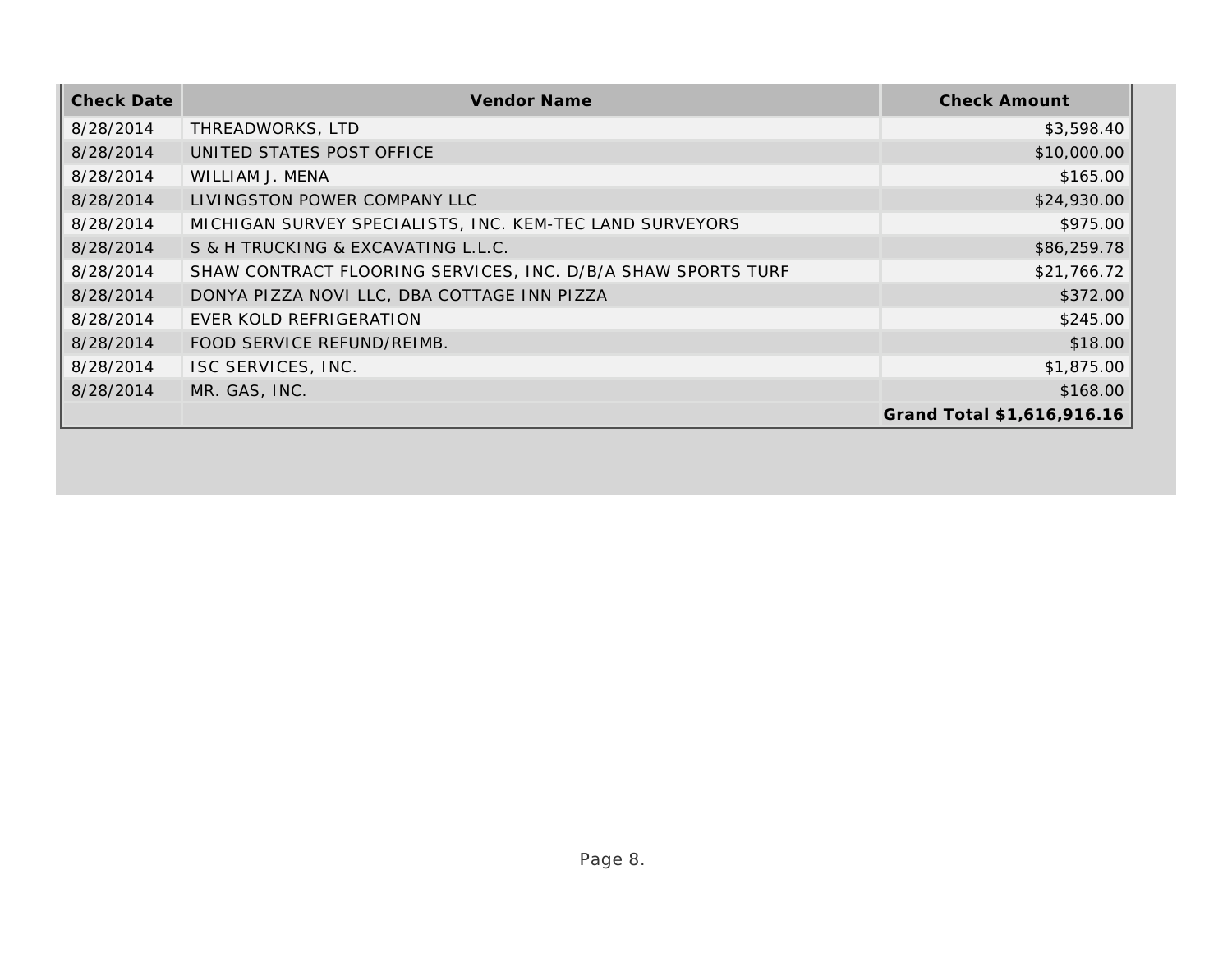| Check Date | Vendor Name | Check Amount |
|---|---|---|
| 8/28/2014 | THREADWORKS, LTD | $3,598.40 |
| 8/28/2014 | UNITED STATES POST OFFICE | $10,000.00 |
| 8/28/2014 | WILLIAM J. MENA | $165.00 |
| 8/28/2014 | LIVINGSTON POWER COMPANY LLC | $24,930.00 |
| 8/28/2014 | MICHIGAN SURVEY SPECIALISTS, INC. KEM-TEC LAND SURVEYORS | $975.00 |
| 8/28/2014 | S & H TRUCKING & EXCAVATING L.L.C. | $86,259.78 |
| 8/28/2014 | SHAW CONTRACT FLOORING SERVICES, INC. D/B/A SHAW SPORTS TURF | $21,766.72 |
| 8/28/2014 | DONYA PIZZA NOVI LLC, DBA COTTAGE INN PIZZA | $372.00 |
| 8/28/2014 | EVER KOLD REFRIGERATION | $245.00 |
| 8/28/2014 | FOOD SERVICE REFUND/REIMB. | $18.00 |
| 8/28/2014 | ISC SERVICES, INC. | $1,875.00 |
| 8/28/2014 | MR. GAS, INC. | $168.00 |
| | | **Grand Total $1,616,916.16** |